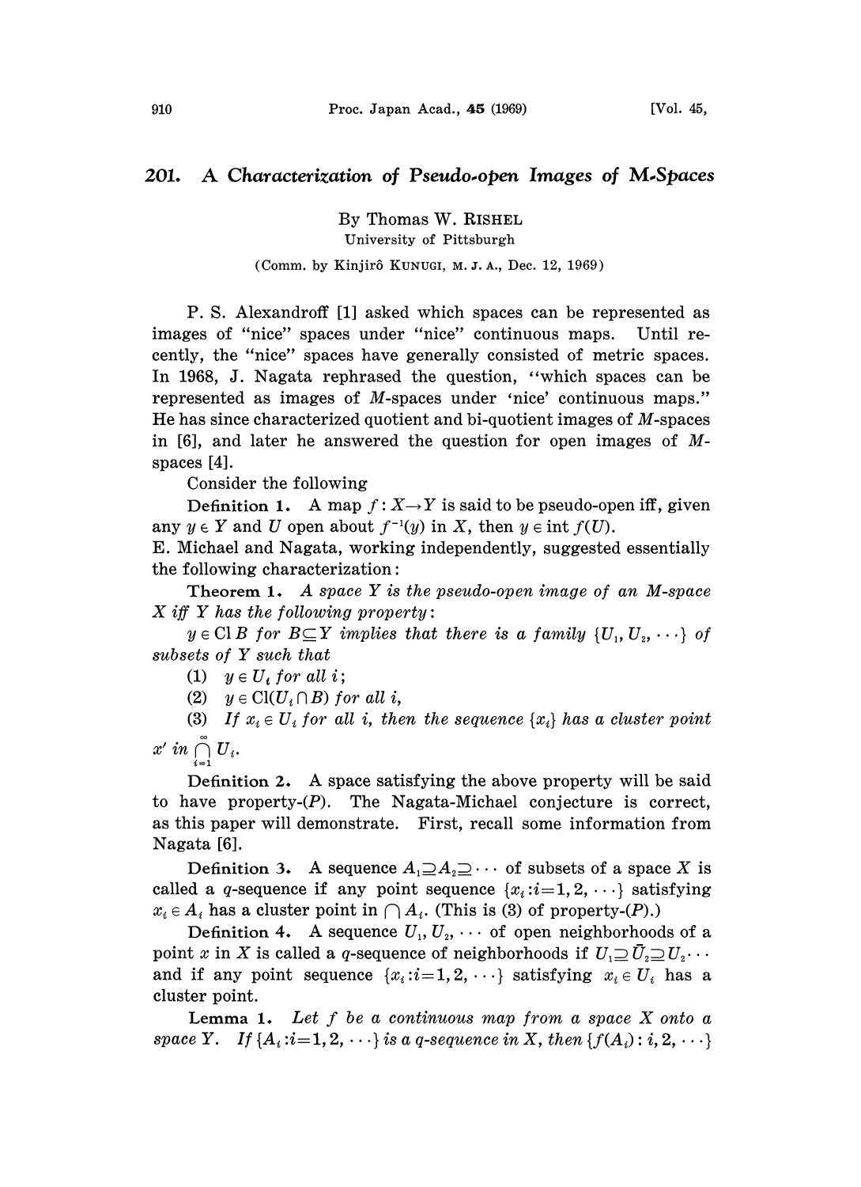# 201. A Characterization of Pseudo-open Images of M-Spaces

By Thomas W. RISHEL

University of Pittsburgh

(Comm. by Kinjirô KUNUGI, M. J. A., Dec. 12, 1969)

P. S. Alexandroff [1] asked which spaces can be represented as images of "nice" spaces under "nice" continuous maps. Until recently, the "nice" spaces have generally consisted of metric spaces. In 1968, J. Nagata rephrased the question, "which spaces can be represented as images of $M$-spaces under 'nice' continuous maps." He has since characterized quotient and bi-quotient images of $M$-spaces in [6], and later he answered the question for open images of $M$-spaces [4].

Consider the following

**Definition 1.** A map $f: X \to Y$ is said to be pseudo-open iff, given any $y \in Y$ and $U$ open about $f^{-1}(y)$ in $X$, then $y \in \operatorname{int} f(U)$.

E. Michael and Nagata, working independently, suggested essentially the following characterization:

**Theorem 1.** *A space $Y$ is the pseudo-open image of an $M$-space $X$ iff $Y$ has the following property:*

*$y \in \operatorname{Cl} B$ for $B \subseteq Y$ implies that there is a family $\{U_1, U_2, \cdots\}$ of subsets of $Y$ such that*

(1) *$y \in U_i$ for all $i$;*

(2) *$y \in \operatorname{Cl}(U_i \cap B)$ for all $i$,*

(3) *If $x_i \in U_i$ for all $i$, then the sequence $\{x_i\}$ has a cluster point $x'$ in $\bigcap_{i=1}^{\infty} U_i$.*

**Definition 2.** A space satisfying the above property will be said to have property-$(P)$. The Nagata-Michael conjecture is correct, as this paper will demonstrate. First, recall some information from Nagata [6].

**Definition 3.** A sequence $A_1 \supseteq A_2 \supseteq \cdots$ of subsets of a space $X$ is called a $q$-sequence if any point sequence $\{x_i : i = 1, 2, \cdots\}$ satisfying $x_i \in A_i$ has a cluster point in $\bigcap A_i$. (This is (3) of property-$(P)$.)

**Definition 4.** A sequence $U_1, U_2, \cdots$ of open neighborhoods of a point $x$ in $X$ is called a $q$-sequence of neighborhoods if $U_1 \supseteq \bar{U}_2 \supseteq U_2 \cdots$ and if any point sequence $\{x_i : i = 1, 2, \cdots\}$ satisfying $x_i \in U_i$ has a cluster point.

**Lemma 1.** *Let $f$ be a continuous map from a space $X$ onto a space $Y$. If $\{A_i : i = 1, 2, \cdots\}$ is a $q$-sequence in $X$, then $\{f(A_i) : i, 2, \cdots\}$*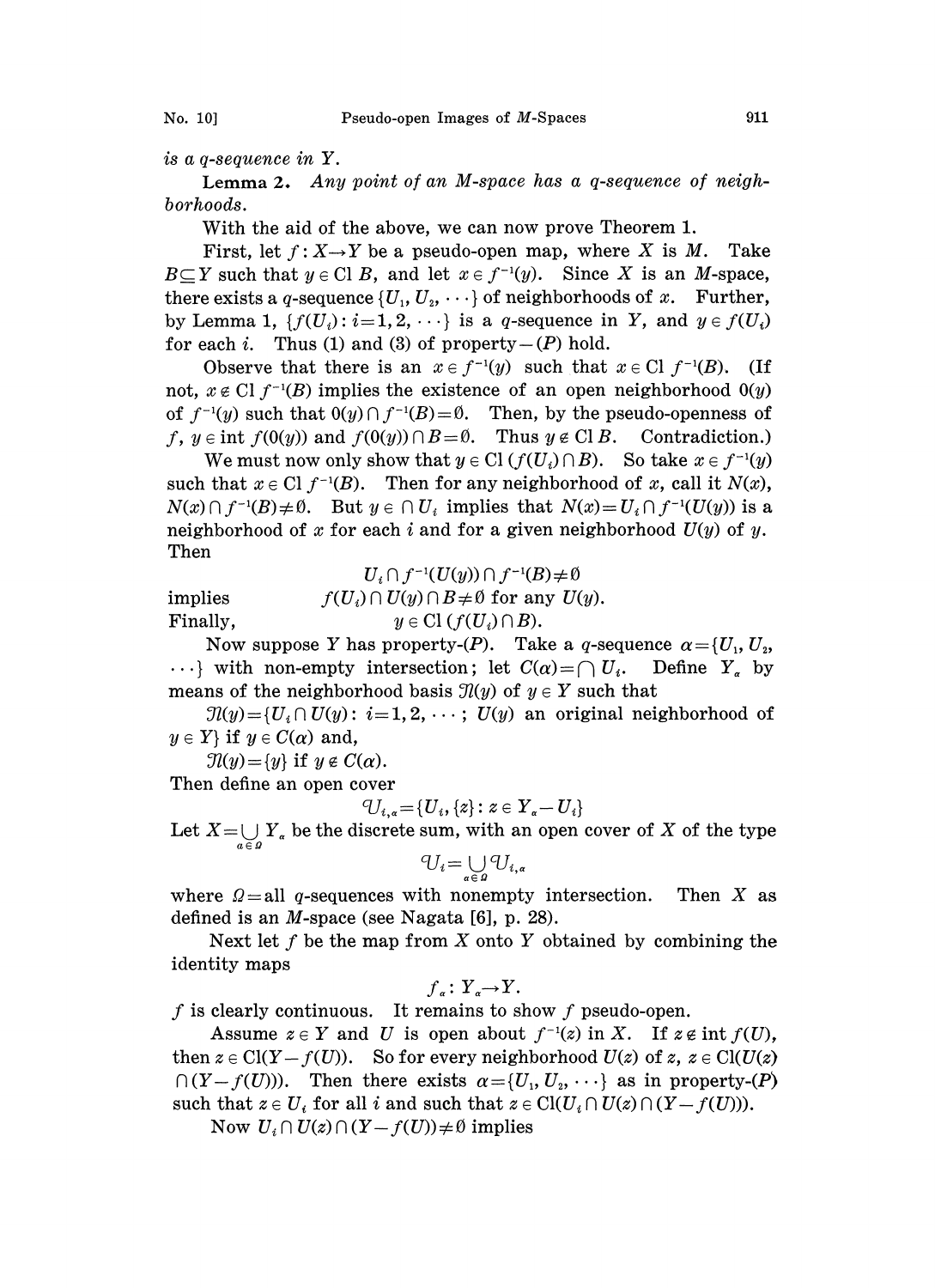*is a q-sequence in Y.*

**Lemma 2.** *Any point of an M-space has a q-sequence of neighborhoods.*

With the aid of the above, we can now prove Theorem 1.

First, let $f: X \to Y$ be a pseudo-open map, where $X$ is $M$. Take $B \subseteq Y$ such that $y \in \mathrm{Cl}\, B$, and let $x \in f^{-1}(y)$. Since $X$ is an $M$-space, there exists a $q$-sequence $\{U_1, U_2, \cdots\}$ of neighborhoods of $x$. Further, by Lemma 1, $\{f(U_i): i=1, 2, \cdots\}$ is a $q$-sequence in $Y$, and $y \in f(U_i)$ for each $i$. Thus (1) and (3) of property$-(P)$ hold.

Observe that there is an $x \in f^{-1}(y)$ such that $x \in \mathrm{Cl}\, f^{-1}(B)$. (If not, $x \notin \mathrm{Cl}\, f^{-1}(B)$ implies the existence of an open neighborhood $0(y)$ of $f^{-1}(y)$ such that $0(y) \cap f^{-1}(B) = \emptyset$. Then, by the pseudo-openness of $f$, $y \in \mathrm{int}\, f(0(y))$ and $f(0(y)) \cap B = \emptyset$. Thus $y \notin \mathrm{Cl}\, B$. Contradiction.)

We must now only show that $y \in \mathrm{Cl}\,(f(U_i) \cap B)$. So take $x \in f^{-1}(y)$ such that $x \in \mathrm{Cl}\, f^{-1}(B)$. Then for any neighborhood of $x$, call it $N(x)$, $N(x) \cap f^{-1}(B) \neq \emptyset$. But $y \in \cap U_i$ implies that $N(x) = U_i \cap f^{-1}(U(y))$ is a neighborhood of $x$ for each $i$ and for a given neighborhood $U(y)$ of $y$. Then

$$U_i \cap f^{-1}(U(y)) \cap f^{-1}(B) \neq \emptyset$$

implies $\qquad f(U_i) \cap U(y) \cap B \neq \emptyset$ for any $U(y)$.

Finally, $\qquad y \in \mathrm{Cl}\,(f(U_i) \cap B)$.

Now suppose $Y$ has property-$(P)$. Take a $q$-sequence $\alpha = \{U_1, U_2, \cdots\}$ with non-empty intersection; let $C(\alpha) = \bigcap U_i$. Define $Y_\alpha$ by means of the neighborhood basis $\mathcal{N}(y)$ of $y \in Y$ such that

$\mathcal{N}(y) = \{U_i \cap U(y): i=1, 2, \cdots;\ U(y)$ an original neighborhood of $y \in Y\}$ if $y \in C(\alpha)$ and,

$\mathcal{N}(y) = \{y\}$ if $y \notin C(\alpha)$.

Then define an open cover

$$\mathcal{U}_{i,\alpha} = \{U_i, \{z\}: z \in Y_\alpha - U_i\}$$

Let $X = \bigcup_{\alpha \in \Omega} Y_\alpha$ be the discrete sum, with an open cover of $X$ of the type

$$\mathcal{U}_i = \bigcup_{\alpha \in \Omega} \mathcal{U}_{i,\alpha}$$

where $\Omega =$ all $q$-sequences with nonempty intersection. Then $X$ as defined is an $M$-space (see Nagata [6], p. 28).

Next let $f$ be the map from $X$ onto $Y$ obtained by combining the identity maps

$$f_\alpha: Y_\alpha \to Y.$$

$f$ is clearly continuous. It remains to show $f$ pseudo-open.

Assume $z \in Y$ and $U$ is open about $f^{-1}(z)$ in $X$. If $z \notin \mathrm{int}\, f(U)$, then $z \in \mathrm{Cl}(Y - f(U))$. So for every neighborhood $U(z)$ of $z$, $z \in \mathrm{Cl}(U(z) \cap (Y - f(U)))$. Then there exists $\alpha = \{U_1, U_2, \cdots\}$ as in property-$(P)$ such that $z \in U_i$ for all $i$ and such that $z \in \mathrm{Cl}(U_i \cap U(z) \cap (Y - f(U)))$.

Now $U_i \cap U(z) \cap (Y - f(U)) \neq \emptyset$ implies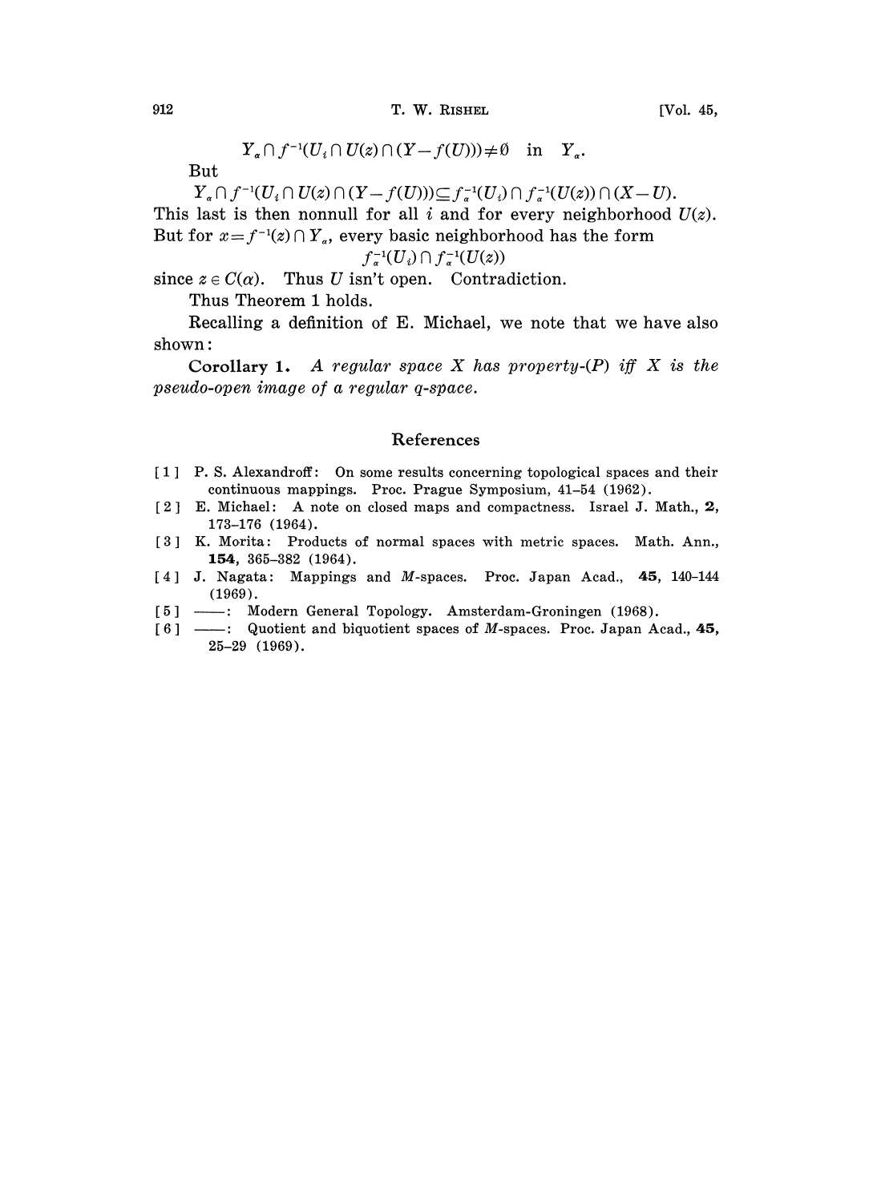$$Y_\alpha \cap f^{-1}(U_i \cap U(z) \cap (Y - f(U))) \neq \emptyset \quad \text{in} \quad Y_\alpha.$$

But

$$Y_\alpha \cap f^{-1}(U_i \cap U(z) \cap (Y - f(U))) \subseteq f_\alpha^{-1}(U_i) \cap f_\alpha^{-1}(U(z)) \cap (X - U).$$

This last is then nonnull for all $i$ and for every neighborhood $U(z)$. But for $x = f^{-1}(z) \cap Y_\alpha$, every basic neighborhood has the form

$$f_\alpha^{-1}(U_i) \cap f_\alpha^{-1}(U(z))$$

since $z \in C(\alpha)$. Thus $U$ isn't open. Contradiction.

Thus Theorem 1 holds.

Recalling a definition of E. Michael, we note that we have also shown:

**Corollary 1.** *A regular space $X$ has property-(P) iff $X$ is the pseudo-open image of a regular q-space.*

## References

[1] P. S. Alexandroff: On some results concerning topological spaces and their continuous mappings. Proc. Prague Symposium, 41–54 (1962).

[2] E. Michael: A note on closed maps and compactness. Israel J. Math., **2**, 173–176 (1964).

[3] K. Morita: Products of normal spaces with metric spaces. Math. Ann., **154**, 365–382 (1964).

[4] J. Nagata: Mappings and $M$-spaces. Proc. Japan Acad., **45**, 140–144 (1969).

[5] ——: Modern General Topology. Amsterdam-Groningen (1968).

[6] ——: Quotient and biquotient spaces of $M$-spaces. Proc. Japan Acad., **45**, 25–29 (1969).